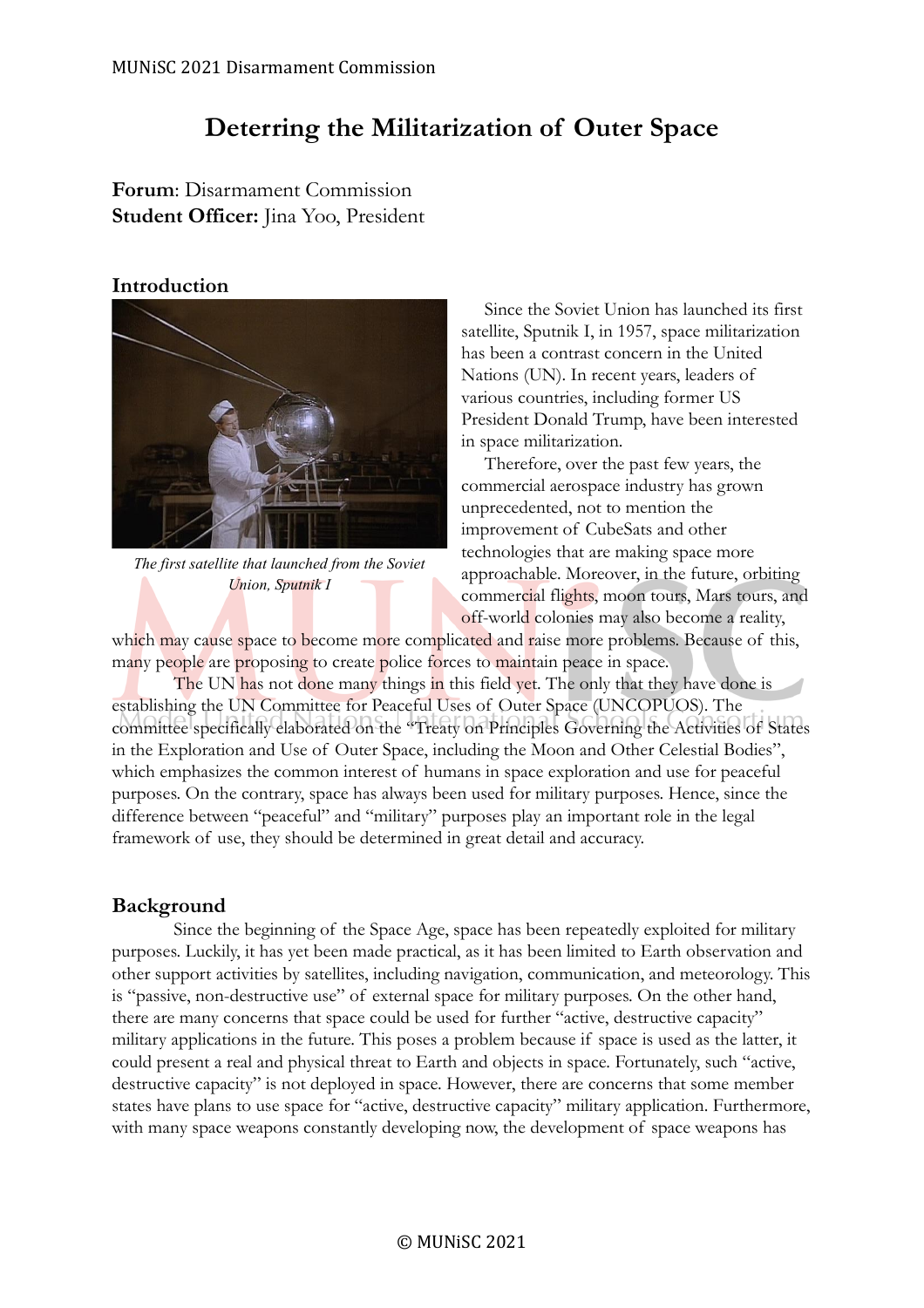# Deterring the Militarization of Outer Space

**Forum**: Disarmament Commission
**Student Officer:** Jina Yoo, President

## Introduction

*The first satellite that launched from the Soviet Union, Sputnik I*

Since the Soviet Union has launched its first satellite, Sputnik I, in 1957, space militarization has been a contrast concern in the United Nations (UN). In recent years, leaders of various countries, including former US President Donald Trump, have been interested in space militarization.

Therefore, over the past few years, the commercial aerospace industry has grown unprecedented, not to mention the improvement of CubeSats and other technologies that are making space more approachable. Moreover, in the future, orbiting commercial flights, moon tours, Mars tours, and off-world colonies may also become a reality, which may cause space to become more complicated and raise more problems. Because of this, many people are proposing to create police forces to maintain peace in space.

The UN has not done many things in this field yet. The only that they have done is establishing the UN Committee for Peaceful Uses of Outer Space (UNCOPUOS). The committee specifically elaborated on the "Treaty on Principles Governing the Activities of States in the Exploration and Use of Outer Space, including the Moon and Other Celestial Bodies", which emphasizes the common interest of humans in space exploration and use for peaceful purposes. On the contrary, space has always been used for military purposes. Hence, since the difference between "peaceful" and "military" purposes play an important role in the legal framework of use, they should be determined in great detail and accuracy.

## Background

Since the beginning of the Space Age, space has been repeatedly exploited for military purposes. Luckily, it has yet been made practical, as it has been limited to Earth observation and other support activities by satellites, including navigation, communication, and meteorology. This is "passive, non-destructive use" of external space for military purposes. On the other hand, there are many concerns that space could be used for further "active, destructive capacity" military applications in the future. This poses a problem because if space is used as the latter, it could present a real and physical threat to Earth and objects in space. Fortunately, such "active, destructive capacity" is not deployed in space. However, there are concerns that some member states have plans to use space for "active, destructive capacity" military application. Furthermore, with many space weapons constantly developing now, the development of space weapons has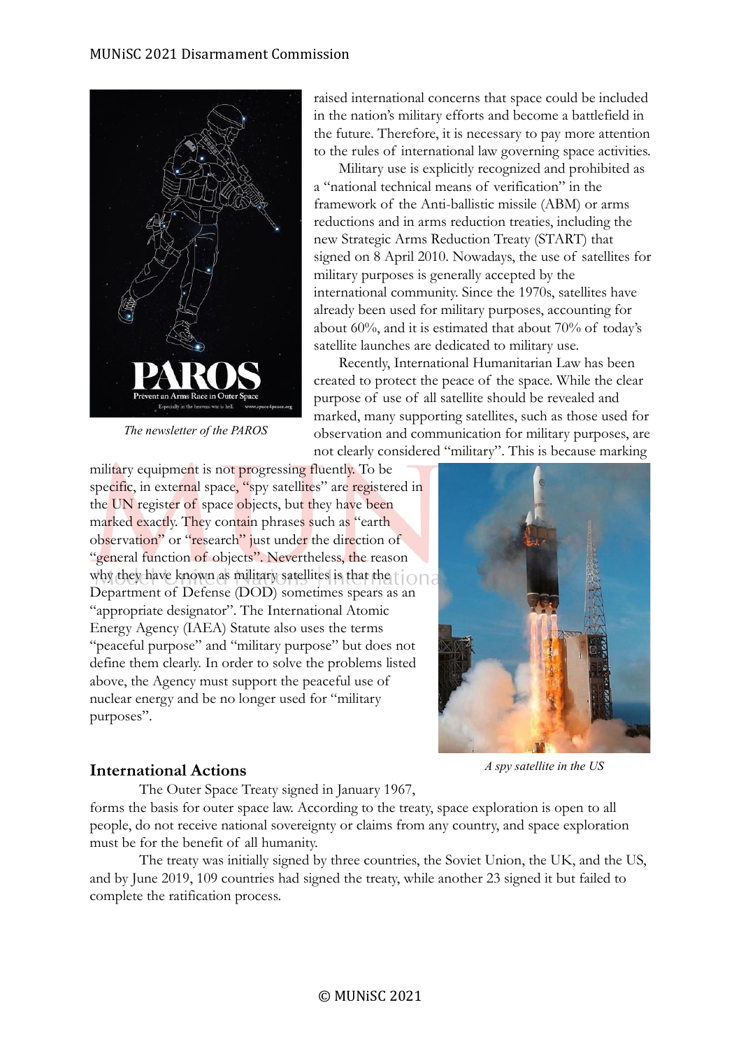raised international concerns that space could be included in the nation's military efforts and become a battlefield in the future. Therefore, it is necessary to pay more attention to the rules of international law governing space activities.

Military use is explicitly recognized and prohibited as a "national technical means of verification" in the framework of the Anti-ballistic missile (ABM) or arms reductions and in arms reduction treaties, including the new Strategic Arms Reduction Treaty (START) that signed on 8 April 2010. Nowadays, the use of satellites for military purposes is generally accepted by the international community. Since the 1970s, satellites have already been used for military purposes, accounting for about 60%, and it is estimated that about 70% of today's satellite launches are dedicated to military use.

Recently, International Humanitarian Law has been created to protect the peace of the space. While the clear purpose of use of all satellite should be revealed and marked, many supporting satellites, such as those used for observation and communication for military purposes, are not clearly considered "military". This is because marking military equipment is not progressing fluently. To be specific, in external space, "spy satellites" are registered in the UN register of space objects, but they have been marked exactly. They contain phrases such as "earth observation" or "research" just under the direction of "general function of objects". Nevertheless, the reason why they have known as military satellites is that the Department of Defense (DOD) sometimes spears as an "appropriate designator". The International Atomic Energy Agency (IAEA) Statute also uses the terms "peaceful purpose" and "military purpose" but does not define them clearly. In order to solve the problems listed above, the Agency must support the peaceful use of nuclear energy and be no longer used for "military purposes".

*The newsletter of the PAROS*

*A spy satellite in the US*

## International Actions

The Outer Space Treaty signed in January 1967, forms the basis for outer space law. According to the treaty, space exploration is open to all people, do not receive national sovereignty or claims from any country, and space exploration must be for the benefit of all humanity.

The treaty was initially signed by three countries, the Soviet Union, the UK, and the US, and by June 2019, 109 countries had signed the treaty, while another 23 signed it but failed to complete the ratification process.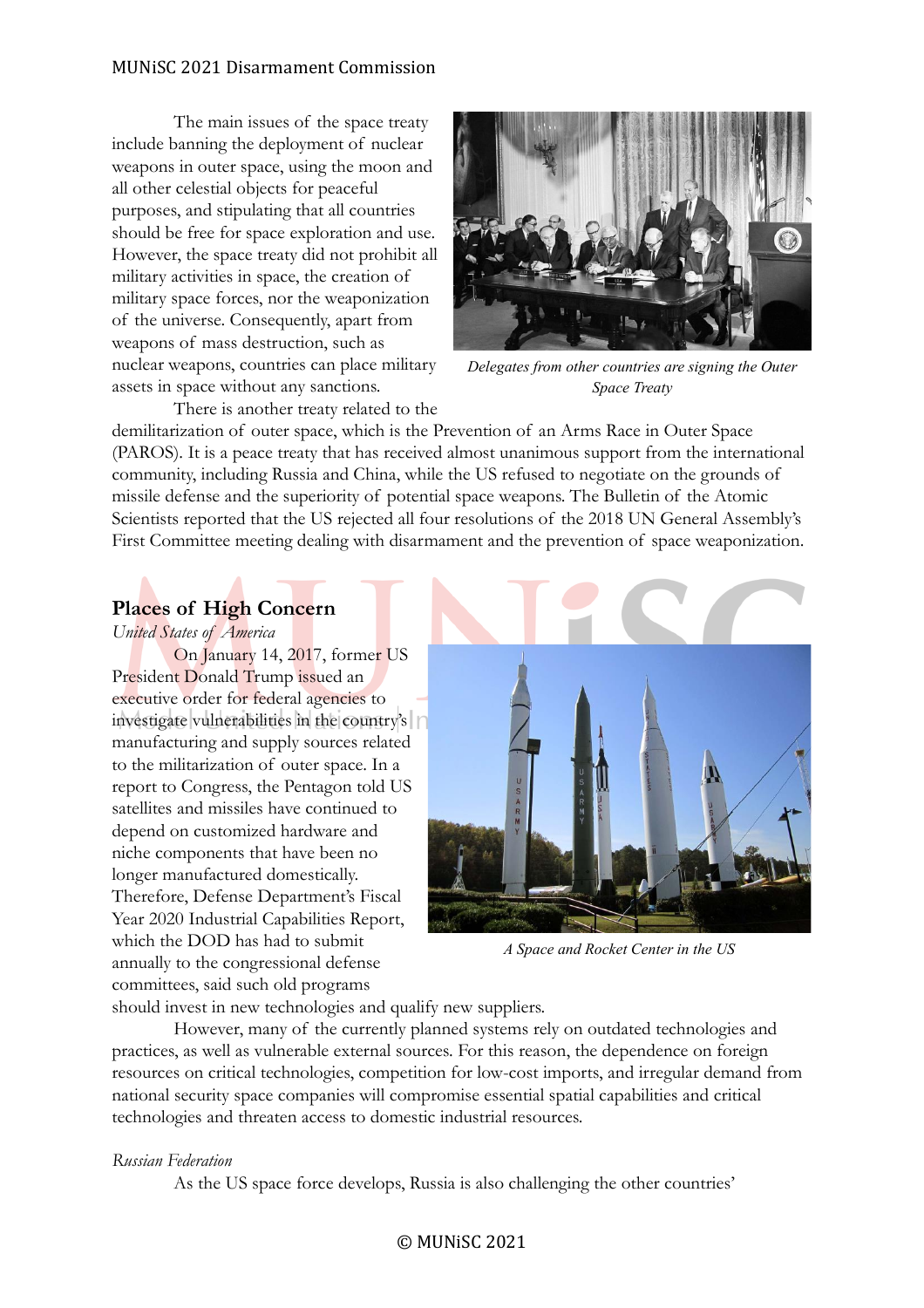The main issues of the space treaty include banning the deployment of nuclear weapons in outer space, using the moon and all other celestial objects for peaceful purposes, and stipulating that all countries should be free for space exploration and use. However, the space treaty did not prohibit all military activities in space, the creation of military space forces, nor the weaponization of the universe. Consequently, apart from weapons of mass destruction, such as nuclear weapons, countries can place military assets in space without any sanctions.

*Delegates from other countries are signing the Outer Space Treaty*

There is another treaty related to the demilitarization of outer space, which is the Prevention of an Arms Race in Outer Space (PAROS). It is a peace treaty that has received almost unanimous support from the international community, including Russia and China, while the US refused to negotiate on the grounds of missile defense and the superiority of potential space weapons. The Bulletin of the Atomic Scientists reported that the US rejected all four resolutions of the 2018 UN General Assembly's First Committee meeting dealing with disarmament and the prevention of space weaponization.

## Places of High Concern

*United States of America*

On January 14, 2017, former US President Donald Trump issued an executive order for federal agencies to investigate vulnerabilities in the country's manufacturing and supply sources related to the militarization of outer space. In a report to Congress, the Pentagon told US satellites and missiles have continued to depend on customized hardware and niche components that have been no longer manufactured domestically. Therefore, Defense Department's Fiscal Year 2020 Industrial Capabilities Report, which the DOD has had to submit annually to the congressional defense committees, said such old programs should invest in new technologies and qualify new suppliers.

*A Space and Rocket Center in the US*

However, many of the currently planned systems rely on outdated technologies and practices, as well as vulnerable external sources. For this reason, the dependence on foreign resources on critical technologies, competition for low-cost imports, and irregular demand from national security space companies will compromise essential spatial capabilities and critical technologies and threaten access to domestic industrial resources.

*Russian Federation*

As the US space force develops, Russia is also challenging the other countries'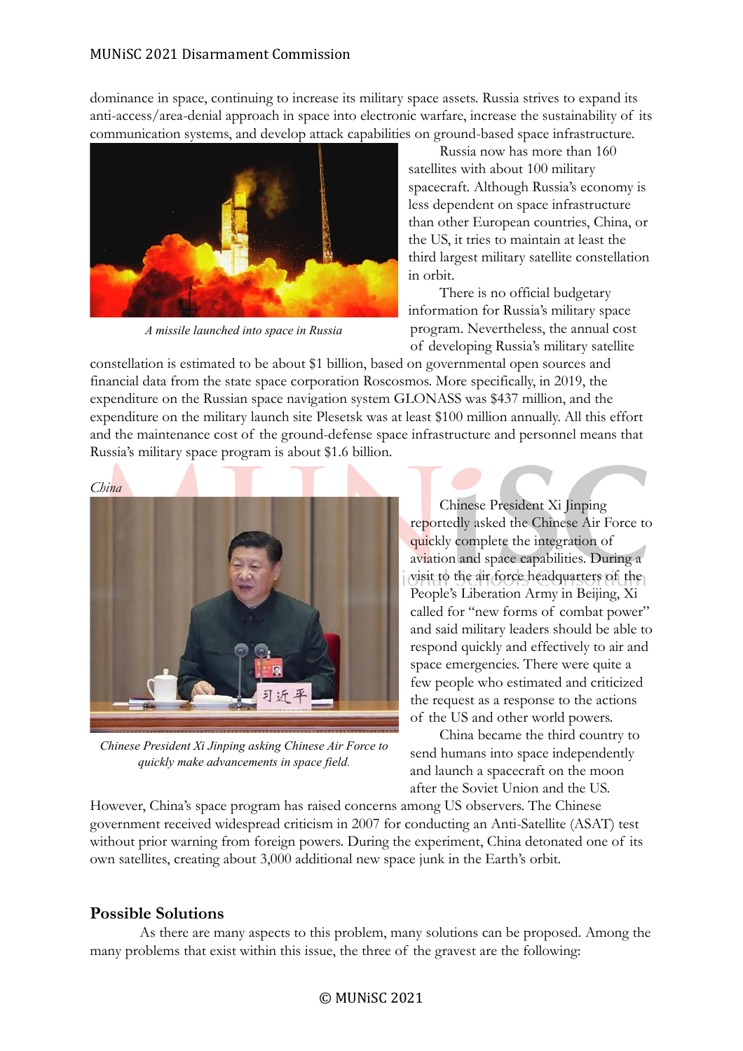dominance in space, continuing to increase its military space assets. Russia strives to expand its anti-access/area-denial approach in space into electronic warfare, increase the sustainability of its communication systems, and develop attack capabilities on ground-based space infrastructure.

*A missile launched into space in Russia*

Russia now has more than 160 satellites with about 100 military spacecraft. Although Russia's economy is less dependent on space infrastructure than other European countries, China, or the US, it tries to maintain at least the third largest military satellite constellation in orbit.

There is no official budgetary information for Russia's military space program. Nevertheless, the annual cost of developing Russia's military satellite constellation is estimated to be about $1 billion, based on governmental open sources and financial data from the state space corporation Roscosmos. More specifically, in 2019, the expenditure on the Russian space navigation system GLONASS was $437 million, and the expenditure on the military launch site Plesetsk was at least $100 million annually. All this effort and the maintenance cost of the ground-defense space infrastructure and personnel means that Russia's military space program is about $1.6 billion.

*China*

*Chinese President Xi Jinping asking Chinese Air Force to quickly make advancements in space field.*

Chinese President Xi Jinping reportedly asked the Chinese Air Force to quickly complete the integration of aviation and space capabilities. During a visit to the air force headquarters of the People's Liberation Army in Beijing, Xi called for "new forms of combat power" and said military leaders should be able to respond quickly and effectively to air and space emergencies. There were quite a few people who estimated and criticized the request as a response to the actions of the US and other world powers.

China became the third country to send humans into space independently and launch a spacecraft on the moon after the Soviet Union and the US. However, China's space program has raised concerns among US observers. The Chinese government received widespread criticism in 2007 for conducting an Anti-Satellite (ASAT) test without prior warning from foreign powers. During the experiment, China detonated one of its own satellites, creating about 3,000 additional new space junk in the Earth's orbit.

## Possible Solutions

As there are many aspects to this problem, many solutions can be proposed. Among the many problems that exist within this issue, the three of the gravest are the following: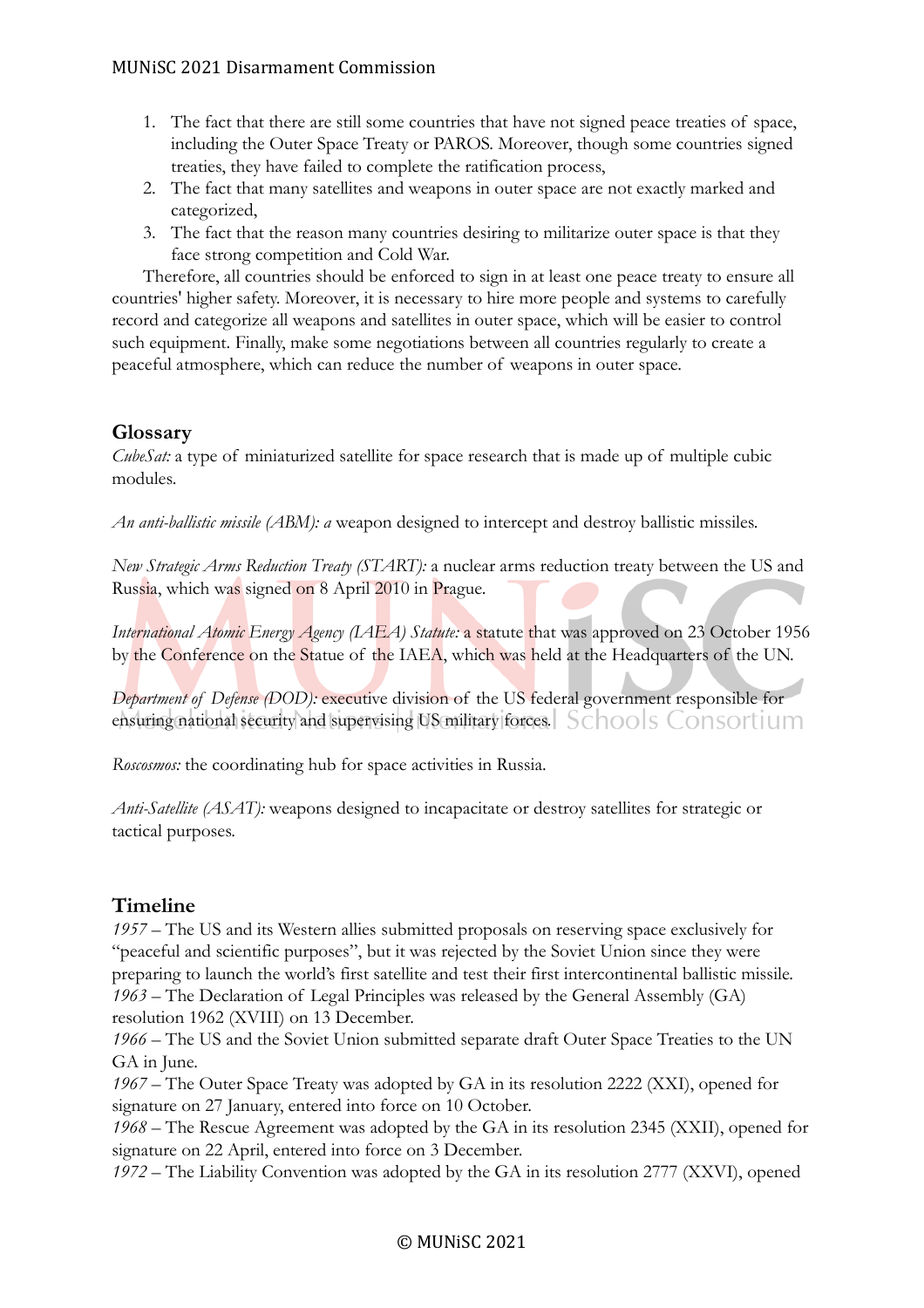1. The fact that there are still some countries that have not signed peace treaties of space, including the Outer Space Treaty or PAROS. Moreover, though some countries signed treaties, they have failed to complete the ratification process,
2. The fact that many satellites and weapons in outer space are not exactly marked and categorized,
3. The fact that the reason many countries desiring to militarize outer space is that they face strong competition and Cold War.

Therefore, all countries should be enforced to sign in at least one peace treaty to ensure all countries' higher safety. Moreover, it is necessary to hire more people and systems to carefully record and categorize all weapons and satellites in outer space, which will be easier to control such equipment. Finally, make some negotiations between all countries regularly to create a peaceful atmosphere, which can reduce the number of weapons in outer space.

## Glossary

*CubeSat:* a type of miniaturized satellite for space research that is made up of multiple cubic modules.

*An anti-ballistic missile (ABM): a* weapon designed to intercept and destroy ballistic missiles.

*New Strategic Arms Reduction Treaty (START):* a nuclear arms reduction treaty between the US and Russia, which was signed on 8 April 2010 in Prague.

*International Atomic Energy Agency (IAEA) Statute:* a statute that was approved on 23 October 1956 by the Conference on the Statue of the IAEA, which was held at the Headquarters of the UN.

*Department of Defense (DOD):* executive division of the US federal government responsible for ensuring national security and supervising US military forces.

*Roscosmos:* the coordinating hub for space activities in Russia.

*Anti-Satellite (ASAT):* weapons designed to incapacitate or destroy satellites for strategic or tactical purposes.

## Timeline

*1957* – The US and its Western allies submitted proposals on reserving space exclusively for "peaceful and scientific purposes", but it was rejected by the Soviet Union since they were preparing to launch the world's first satellite and test their first intercontinental ballistic missile.
*1963* – The Declaration of Legal Principles was released by the General Assembly (GA) resolution 1962 (XVIII) on 13 December.
*1966* – The US and the Soviet Union submitted separate draft Outer Space Treaties to the UN GA in June.
*1967* – The Outer Space Treaty was adopted by GA in its resolution 2222 (XXI), opened for signature on 27 January, entered into force on 10 October.
*1968* – The Rescue Agreement was adopted by the GA in its resolution 2345 (XXII), opened for signature on 22 April, entered into force on 3 December.
*1972* – The Liability Convention was adopted by the GA in its resolution 2777 (XXVI), opened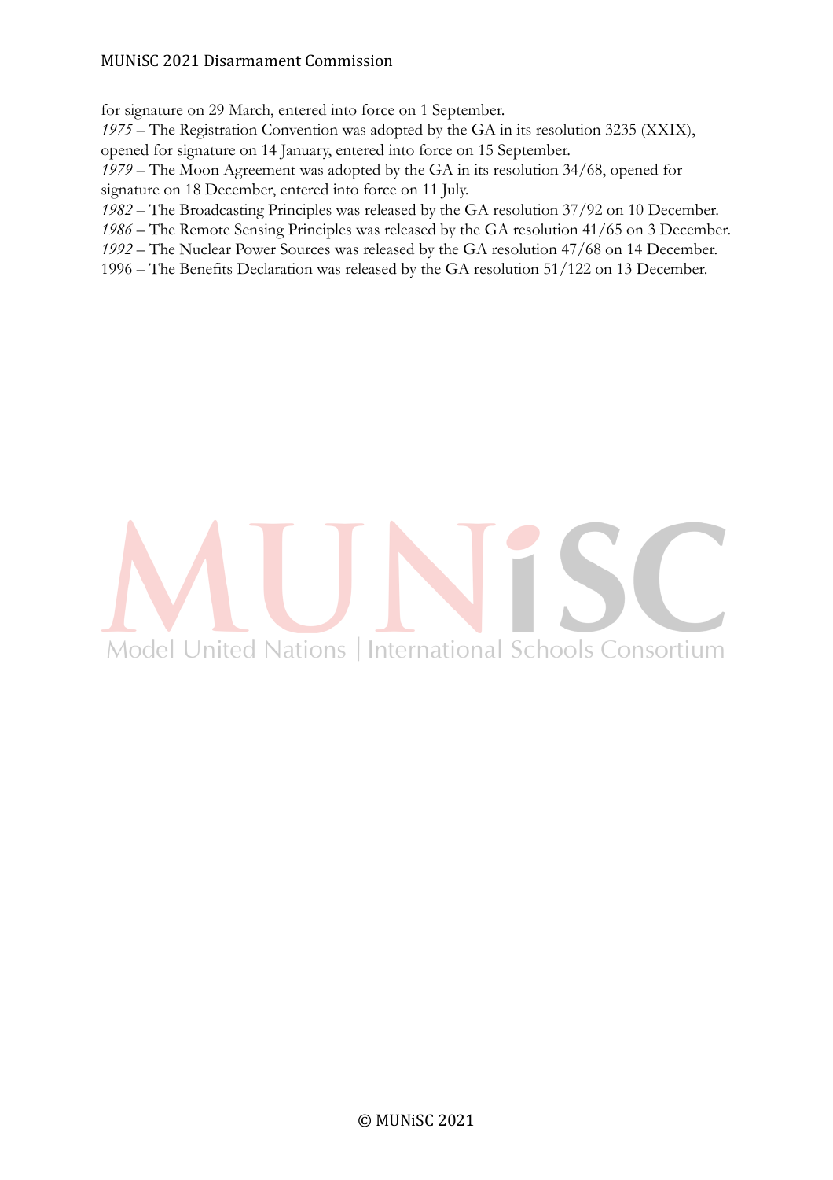for signature on 29 March, entered into force on 1 September.

*1975* – The Registration Convention was adopted by the GA in its resolution 3235 (XXIX), opened for signature on 14 January, entered into force on 15 September.

*1979* – The Moon Agreement was adopted by the GA in its resolution 34/68, opened for signature on 18 December, entered into force on 11 July.

*1982* – The Broadcasting Principles was released by the GA resolution 37/92 on 10 December.

*1986* – The Remote Sensing Principles was released by the GA resolution 41/65 on 3 December.

*1992* – The Nuclear Power Sources was released by the GA resolution 47/68 on 14 December.

1996 – The Benefits Declaration was released by the GA resolution 51/122 on 13 December.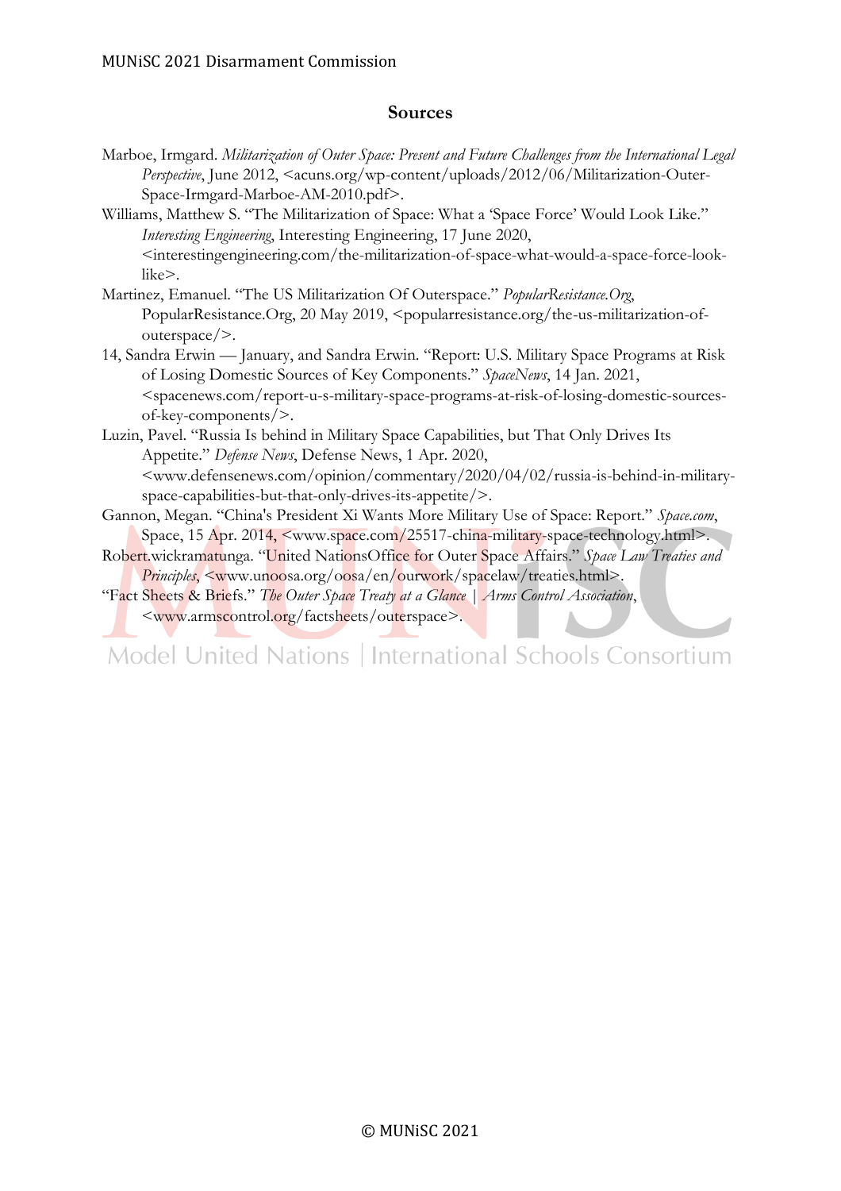## Sources

Marboe, Irmgard. *Militarization of Outer Space: Present and Future Challenges from the International Legal Perspective*, June 2012, <acuns.org/wp-content/uploads/2012/06/Militarization-Outer-Space-Irmgard-Marboe-AM-2010.pdf>.

Williams, Matthew S. "The Militarization of Space: What a 'Space Force' Would Look Like." *Interesting Engineering*, Interesting Engineering, 17 June 2020, <interestingengineering.com/the-militarization-of-space-what-would-a-space-force-look-like>.

Martinez, Emanuel. "The US Militarization Of Outerspace." *PopularResistance.Org*, PopularResistance.Org, 20 May 2019, <popularresistance.org/the-us-militarization-of-outerspace/>.

14, Sandra Erwin — January, and Sandra Erwin. "Report: U.S. Military Space Programs at Risk of Losing Domestic Sources of Key Components." *SpaceNews*, 14 Jan. 2021, <spacenews.com/report-u-s-military-space-programs-at-risk-of-losing-domestic-sources-of-key-components/>.

Luzin, Pavel. "Russia Is behind in Military Space Capabilities, but That Only Drives Its Appetite." *Defense News*, Defense News, 1 Apr. 2020, <www.defensenews.com/opinion/commentary/2020/04/02/russia-is-behind-in-military-space-capabilities-but-that-only-drives-its-appetite/>.

Gannon, Megan. "China's President Xi Wants More Military Use of Space: Report." *Space.com*, Space, 15 Apr. 2014, <www.space.com/25517-china-military-space-technology.html>.

Robert.wickramatunga. "United NationsOffice for Outer Space Affairs." *Space Law Treaties and Principles*, <www.unoosa.org/oosa/en/ourwork/spacelaw/treaties.html>.

"Fact Sheets & Briefs." *The Outer Space Treaty at a Glance | Arms Control Association*, <www.armscontrol.org/factsheets/outerspace>.